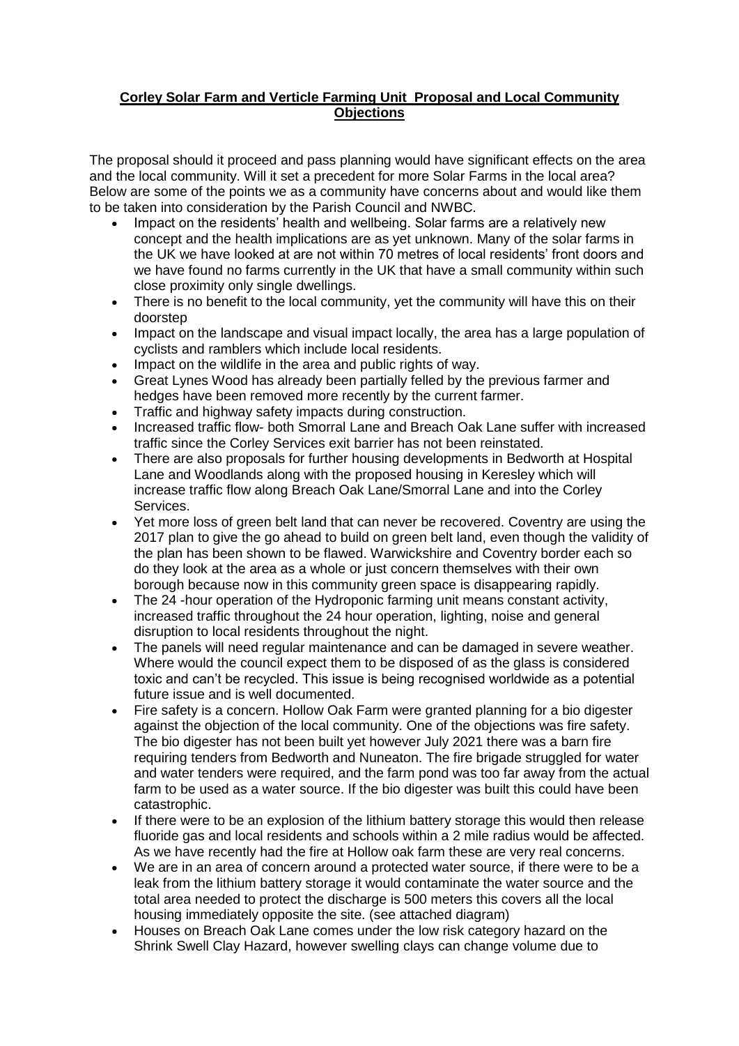# **Corley Solar Farm and Verticle Farming Unit Proposal and Local Community Objections**

The proposal should it proceed and pass planning would have significant effects on the area and the local community. Will it set a precedent for more Solar Farms in the local area? Below are some of the points we as a community have concerns about and would like them to be taken into consideration by the Parish Council and NWBC.

- Impact on the residents' health and wellbeing. Solar farms are a relatively new concept and the health implications are as yet unknown. Many of the solar farms in the UK we have looked at are not within 70 metres of local residents' front doors and we have found no farms currently in the UK that have a small community within such close proximity only single dwellings.
- There is no benefit to the local community, yet the community will have this on their doorstep
- Impact on the landscape and visual impact locally, the area has a large population of cyclists and ramblers which include local residents.
- Impact on the wildlife in the area and public rights of way.
- Great Lynes Wood has already been partially felled by the previous farmer and hedges have been removed more recently by the current farmer.
- Traffic and highway safety impacts during construction.
- Increased traffic flow- both Smorral Lane and Breach Oak Lane suffer with increased traffic since the Corley Services exit barrier has not been reinstated.
- There are also proposals for further housing developments in Bedworth at Hospital Lane and Woodlands along with the proposed housing in Keresley which will increase traffic flow along Breach Oak Lane/Smorral Lane and into the Corley Services.
- Yet more loss of green belt land that can never be recovered. Coventry are using the 2017 plan to give the go ahead to build on green belt land, even though the validity of the plan has been shown to be flawed. Warwickshire and Coventry border each so do they look at the area as a whole or just concern themselves with their own borough because now in this community green space is disappearing rapidly.
- The 24 -hour operation of the Hydroponic farming unit means constant activity, increased traffic throughout the 24 hour operation, lighting, noise and general disruption to local residents throughout the night.
- The panels will need regular maintenance and can be damaged in severe weather. Where would the council expect them to be disposed of as the glass is considered toxic and can't be recycled. This issue is being recognised worldwide as a potential future issue and is well documented.
- Fire safety is a concern. Hollow Oak Farm were granted planning for a bio digester against the objection of the local community. One of the objections was fire safety. The bio digester has not been built yet however July 2021 there was a barn fire requiring tenders from Bedworth and Nuneaton. The fire brigade struggled for water and water tenders were required, and the farm pond was too far away from the actual farm to be used as a water source. If the bio digester was built this could have been catastrophic.
- If there were to be an explosion of the lithium battery storage this would then release fluoride gas and local residents and schools within a 2 mile radius would be affected. As we have recently had the fire at Hollow oak farm these are very real concerns.
- We are in an area of concern around a protected water source, if there were to be a leak from the lithium battery storage it would contaminate the water source and the total area needed to protect the discharge is 500 meters this covers all the local housing immediately opposite the site. (see attached diagram)
- Houses on Breach Oak Lane comes under the low risk category hazard on the Shrink Swell Clay Hazard, however swelling clays can change volume due to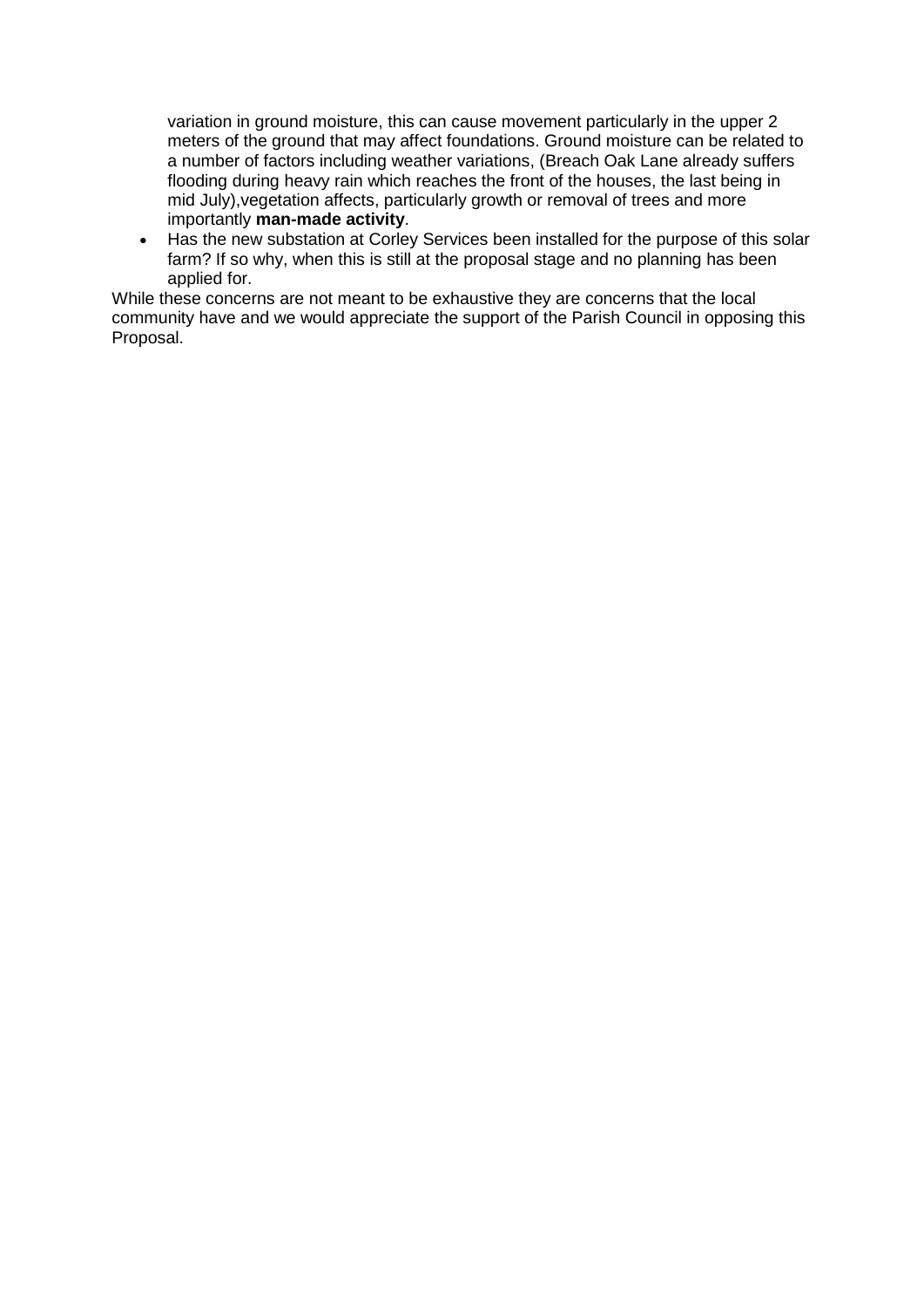variation in ground moisture, this can cause movement particularly in the upper 2 meters of the ground that may affect foundations. Ground moisture can be related to a number of factors including weather variations, (Breach Oak Lane already suffers flooding during heavy rain which reaches the front of the houses, the last being in mid July),vegetation affects, particularly growth or removal of trees and more importantly **man-made activity**.

- Has the new substation at Corley Services been installed for the purpose of this solar farm? If so why, when this is still at the proposal stage and no planning has been applied for.

While these concerns are not meant to be exhaustive they are concerns that the local community have and we would appreciate the support of the Parish Council in opposing this Proposal.